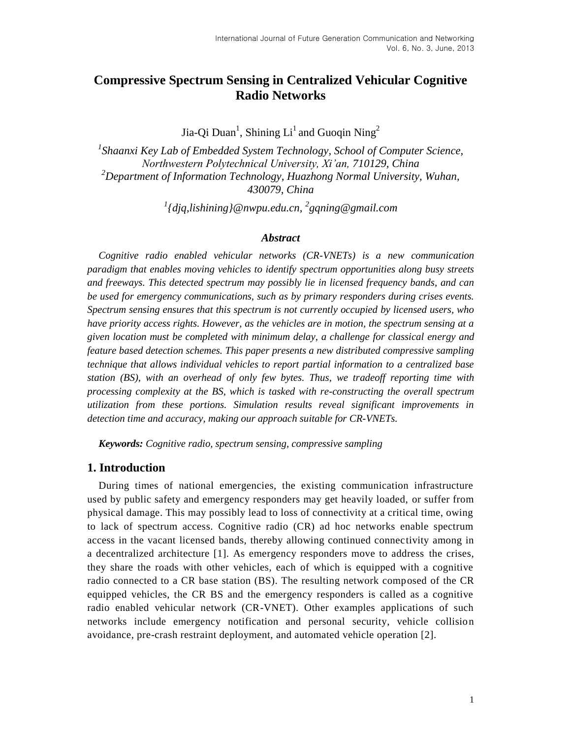# Compressive Spectrum Sensing in Centralized Vehicular Cognitive Radio Networks

Jia-Qi Duan[1], Shining Li[1] and Guoqin Ning[2]

[1]*Shaanxi Key Lab of Embedded System Technology, School of Computer Science, Northwestern Polytechnical University, Xi'an, 710129, China*
[2]*Department of Information Technology, Huazhong Normal University, Wuhan, 430079, China*

[1]*{djq,lishining}@nwpu.edu.cn*, [2]*gqning@gmail.com*

### *Abstract*

*Cognitive radio enabled vehicular networks (CR-VNETs) is a new communication paradigm that enables moving vehicles to identify spectrum opportunities along busy streets and freeways. This detected spectrum may possibly lie in licensed frequency bands, and can be used for emergency communications, such as by primary responders during crises events. Spectrum sensing ensures that this spectrum is not currently occupied by licensed users, who have priority access rights. However, as the vehicles are in motion, the spectrum sensing at a given location must be completed with minimum delay, a challenge for classical energy and feature based detection schemes. This paper presents a new distributed compressive sampling technique that allows individual vehicles to report partial information to a centralized base station (BS), with an overhead of only few bytes. Thus, we tradeoff reporting time with processing complexity at the BS, which is tasked with re-constructing the overall spectrum utilization from these portions. Simulation results reveal significant improvements in detection time and accuracy, making our approach suitable for CR-VNETs.*

***Keywords:*** *Cognitive radio, spectrum sensing, compressive sampling*

## 1. Introduction

During times of national emergencies, the existing communication infrastructure used by public safety and emergency responders may get heavily loaded, or suffer from physical damage. This may possibly lead to loss of connectivity at a critical time, owing to lack of spectrum access. Cognitive radio (CR) ad hoc networks enable spectrum access in the vacant licensed bands, thereby allowing continued connectivity among in a decentralized architecture [1]. As emergency responders move to address the crises, they share the roads with other vehicles, each of which is equipped with a cognitive radio connected to a CR base station (BS). The resulting network composed of the CR equipped vehicles, the CR BS and the emergency responders is called as a cognitive radio enabled vehicular network (CR-VNET). Other examples applications of such networks include emergency notification and personal security, vehicle collision avoidance, pre-crash restraint deployment, and automated vehicle operation [2].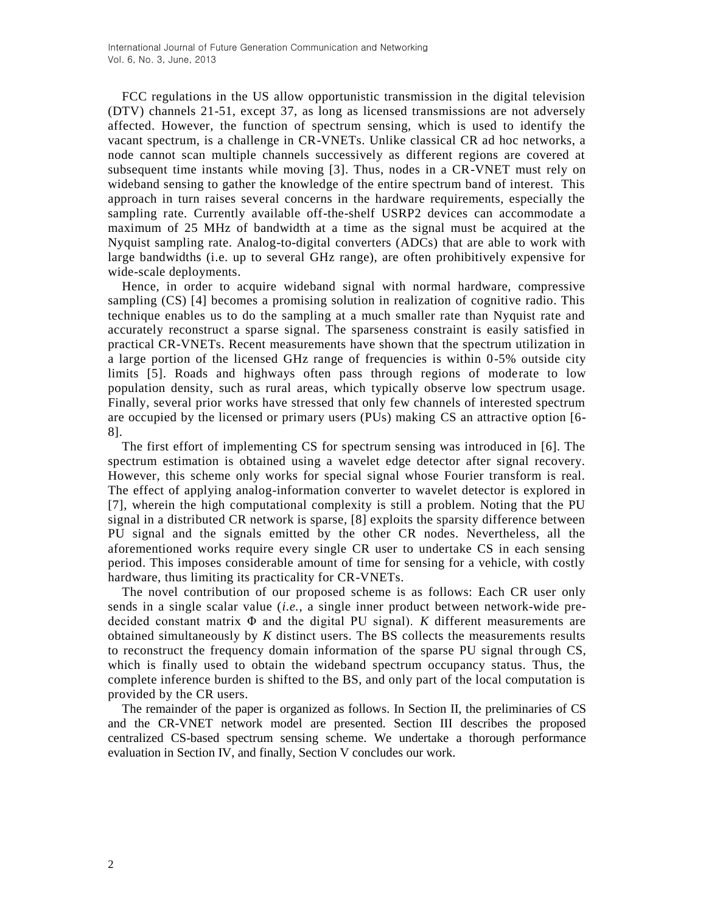FCC regulations in the US allow opportunistic transmission in the digital television (DTV) channels 21-51, except 37, as long as licensed transmissions are not adversely affected. However, the function of spectrum sensing, which is used to identify the vacant spectrum, is a challenge in CR-VNETs. Unlike classical CR ad hoc networks, a node cannot scan multiple channels successively as different regions are covered at subsequent time instants while moving [3]. Thus, nodes in a CR-VNET must rely on wideband sensing to gather the knowledge of the entire spectrum band of interest. This approach in turn raises several concerns in the hardware requirements, especially the sampling rate. Currently available off-the-shelf USRP2 devices can accommodate a maximum of 25 MHz of bandwidth at a time as the signal must be acquired at the Nyquist sampling rate. Analog-to-digital converters (ADCs) that are able to work with large bandwidths (i.e. up to several GHz range), are often prohibitively expensive for wide-scale deployments.

Hence, in order to acquire wideband signal with normal hardware, compressive sampling (CS) [4] becomes a promising solution in realization of cognitive radio. This technique enables us to do the sampling at a much smaller rate than Nyquist rate and accurately reconstruct a sparse signal. The sparseness constraint is easily satisfied in practical CR-VNETs. Recent measurements have shown that the spectrum utilization in a large portion of the licensed GHz range of frequencies is within 0-5% outside city limits [5]. Roads and highways often pass through regions of moderate to low population density, such as rural areas, which typically observe low spectrum usage. Finally, several prior works have stressed that only few channels of interested spectrum are occupied by the licensed or primary users (PUs) making CS an attractive option [6-8].

The first effort of implementing CS for spectrum sensing was introduced in [6]. The spectrum estimation is obtained using a wavelet edge detector after signal recovery. However, this scheme only works for special signal whose Fourier transform is real. The effect of applying analog-information converter to wavelet detector is explored in [7], wherein the high computational complexity is still a problem. Noting that the PU signal in a distributed CR network is sparse, [8] exploits the sparsity difference between PU signal and the signals emitted by the other CR nodes. Nevertheless, all the aforementioned works require every single CR user to undertake CS in each sensing period. This imposes considerable amount of time for sensing for a vehicle, with costly hardware, thus limiting its practicality for CR-VNETs.

The novel contribution of our proposed scheme is as follows: Each CR user only sends in a single scalar value (*i.e.*, a single inner product between network-wide pre-decided constant matrix $\Phi$ and the digital PU signal). $K$ different measurements are obtained simultaneously by $K$ distinct users. The BS collects the measurements results to reconstruct the frequency domain information of the sparse PU signal through CS, which is finally used to obtain the wideband spectrum occupancy status. Thus, the complete inference burden is shifted to the BS, and only part of the local computation is provided by the CR users.

The remainder of the paper is organized as follows. In Section II, the preliminaries of CS and the CR-VNET network model are presented. Section III describes the proposed centralized CS-based spectrum sensing scheme. We undertake a thorough performance evaluation in Section IV, and finally, Section V concludes our work.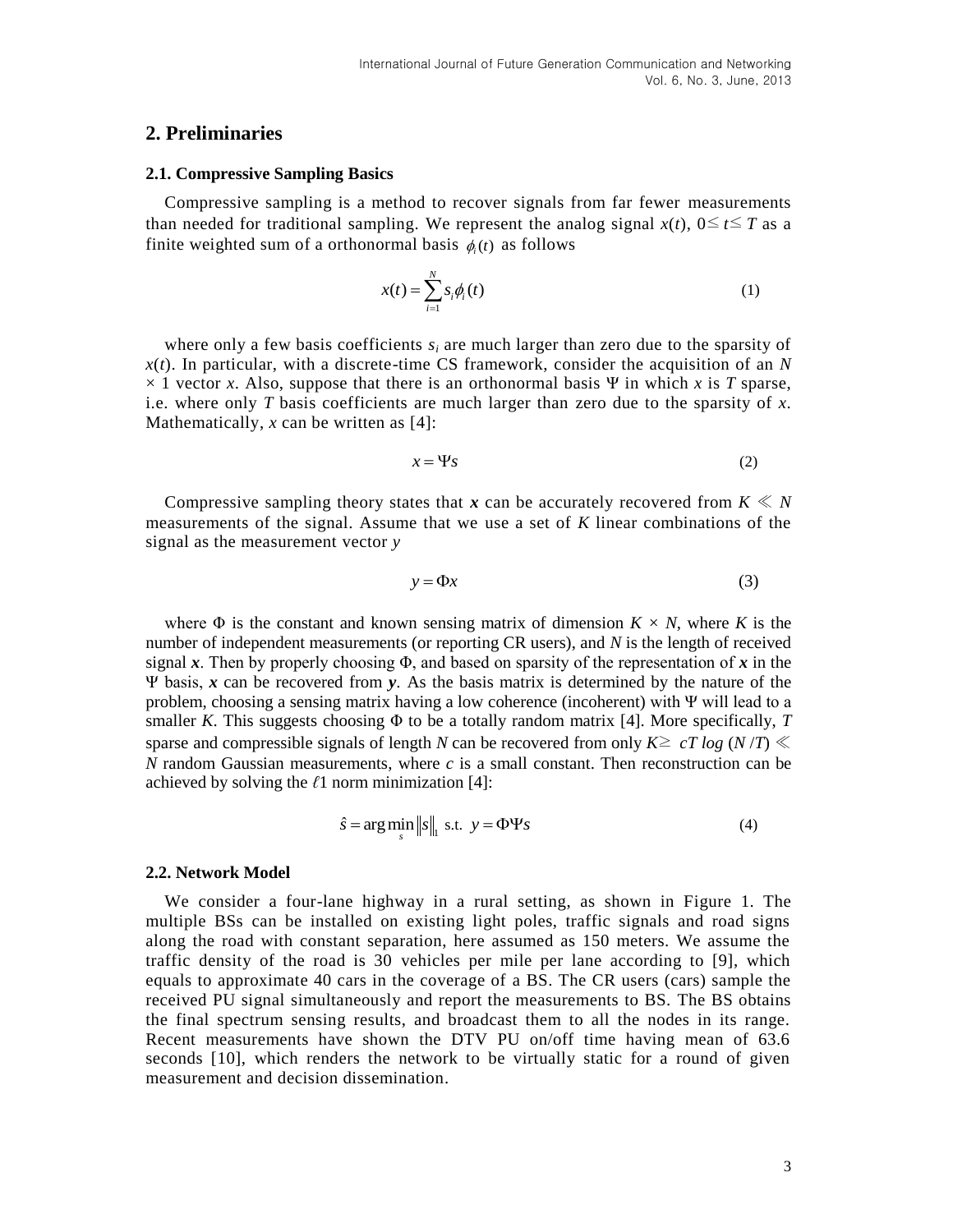## 2. Preliminaries

### 2.1. Compressive Sampling Basics

Compressive sampling is a method to recover signals from far fewer measurements than needed for traditional sampling. We represent the analog signal $x(t)$, $0\leq t\leq T$ as a finite weighted sum of a orthonormal basis $\phi_i(t)$ as follows

$$x(t)=\sum_{i=1}^{N}s_i\phi_i(t) \tag{1}$$

where only a few basis coefficients $s_i$ are much larger than zero due to the sparsity of $x(t)$. In particular, with a discrete-time CS framework, consider the acquisition of an $N \times 1$ vector $x$. Also, suppose that there is an orthonormal basis $\Psi$ in which $x$ is $T$ sparse, i.e. where only $T$ basis coefficients are much larger than zero due to the sparsity of $x$. Mathematically, $x$ can be written as [4]:

$$x=\Psi s \tag{2}$$

Compressive sampling theory states that $\boldsymbol{x}$ can be accurately recovered from $K \ll N$ measurements of the signal. Assume that we use a set of $K$ linear combinations of the signal as the measurement vector $y$

$$y=\Phi x \tag{3}$$

where $\Phi$ is the constant and known sensing matrix of dimension $K \times N$, where $K$ is the number of independent measurements (or reporting CR users), and $N$ is the length of received signal $\boldsymbol{x}$. Then by properly choosing $\Phi$, and based on sparsity of the representation of $\boldsymbol{x}$ in the $\Psi$ basis, $\boldsymbol{x}$ can be recovered from $\boldsymbol{y}$. As the basis matrix is determined by the nature of the problem, choosing a sensing matrix having a low coherence (incoherent) with $\Psi$ will lead to a smaller $K$. This suggests choosing $\Phi$ to be a totally random matrix [4]. More specifically, $T$ sparse and compressible signals of length $N$ can be recovered from only $K\geq cT \log (N/T) \ll N$ random Gaussian measurements, where $c$ is a small constant. Then reconstruction can be achieved by solving the $\ell 1$ norm minimization [4]:

$$\hat{s}=\arg\min_{s}\|s\|_1 \text{ s.t. } y=\Phi\Psi s \tag{4}$$

### 2.2. Network Model

We consider a four-lane highway in a rural setting, as shown in Figure 1. The multiple BSs can be installed on existing light poles, traffic signals and road signs along the road with constant separation, here assumed as 150 meters. We assume the traffic density of the road is 30 vehicles per mile per lane according to [9], which equals to approximate 40 cars in the coverage of a BS. The CR users (cars) sample the received PU signal simultaneously and report the measurements to BS. The BS obtains the final spectrum sensing results, and broadcast them to all the nodes in its range. Recent measurements have shown the DTV PU on/off time having mean of 63.6 seconds [10], which renders the network to be virtually static for a round of given measurement and decision dissemination.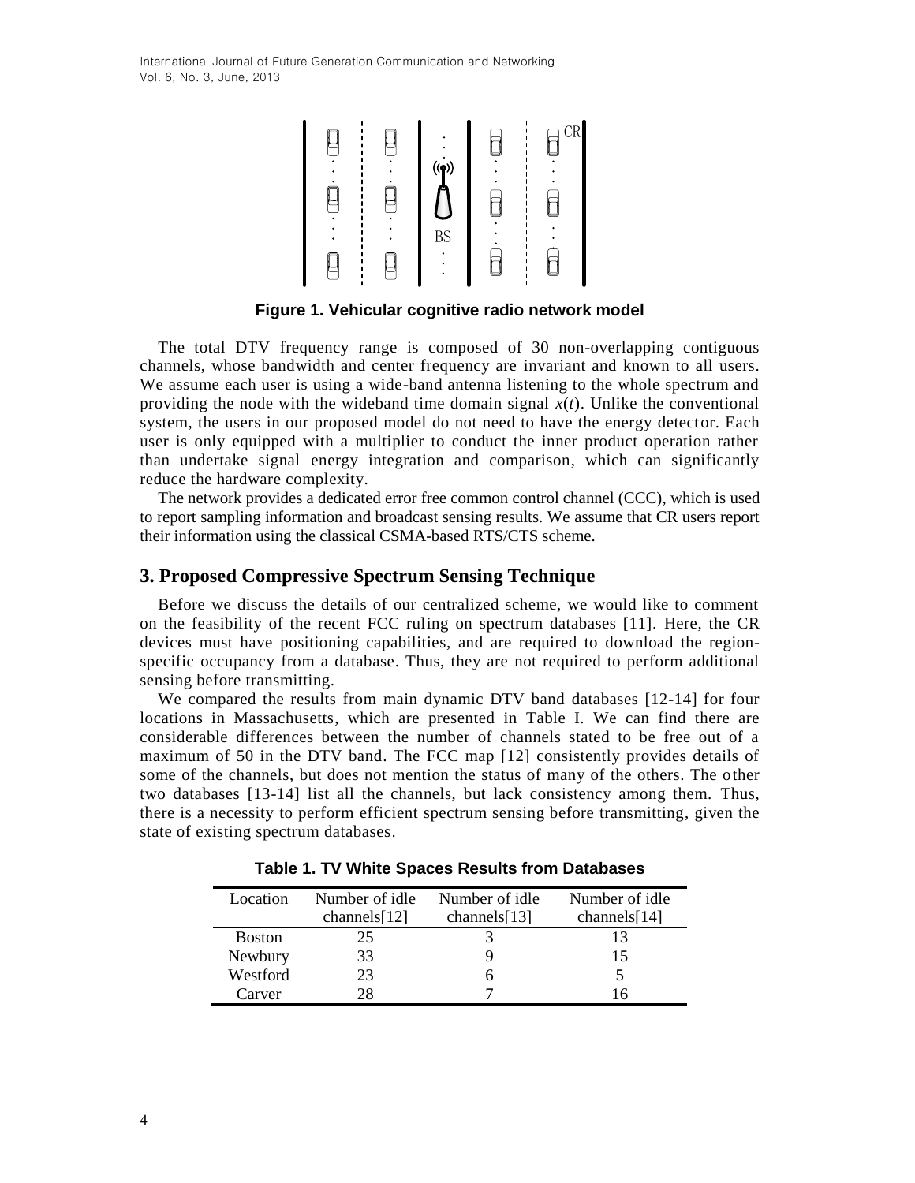**Figure 1. Vehicular cognitive radio network model**

The total DTV frequency range is composed of 30 non-overlapping contiguous channels, whose bandwidth and center frequency are invariant and known to all users. We assume each user is using a wide-band antenna listening to the whole spectrum and providing the node with the wideband time domain signal $x(t)$. Unlike the conventional system, the users in our proposed model do not need to have the energy detector. Each user is only equipped with a multiplier to conduct the inner product operation rather than undertake signal energy integration and comparison, which can significantly reduce the hardware complexity.

The network provides a dedicated error free common control channel (CCC), which is used to report sampling information and broadcast sensing results. We assume that CR users report their information using the classical CSMA-based RTS/CTS scheme.

## 3. Proposed Compressive Spectrum Sensing Technique

Before we discuss the details of our centralized scheme, we would like to comment on the feasibility of the recent FCC ruling on spectrum databases [11]. Here, the CR devices must have positioning capabilities, and are required to download the region-specific occupancy from a database. Thus, they are not required to perform additional sensing before transmitting.

We compared the results from main dynamic DTV band databases [12-14] for four locations in Massachusetts, which are presented in Table I. We can find there are considerable differences between the number of channels stated to be free out of a maximum of 50 in the DTV band. The FCC map [12] consistently provides details of some of the channels, but does not mention the status of many of the others. The other two databases [13-14] list all the channels, but lack consistency among them. Thus, there is a necessity to perform efficient spectrum sensing before transmitting, given the state of existing spectrum databases.

**Table 1. TV White Spaces Results from Databases**

| Location | Number of idle channels[12] | Number of idle channels[13] | Number of idle channels[14] |
|---|---|---|---|
| Boston | 25 | 3 | 13 |
| Newbury | 33 | 9 | 15 |
| Westford | 23 | 6 | 5 |
| Carver | 28 | 7 | 16 |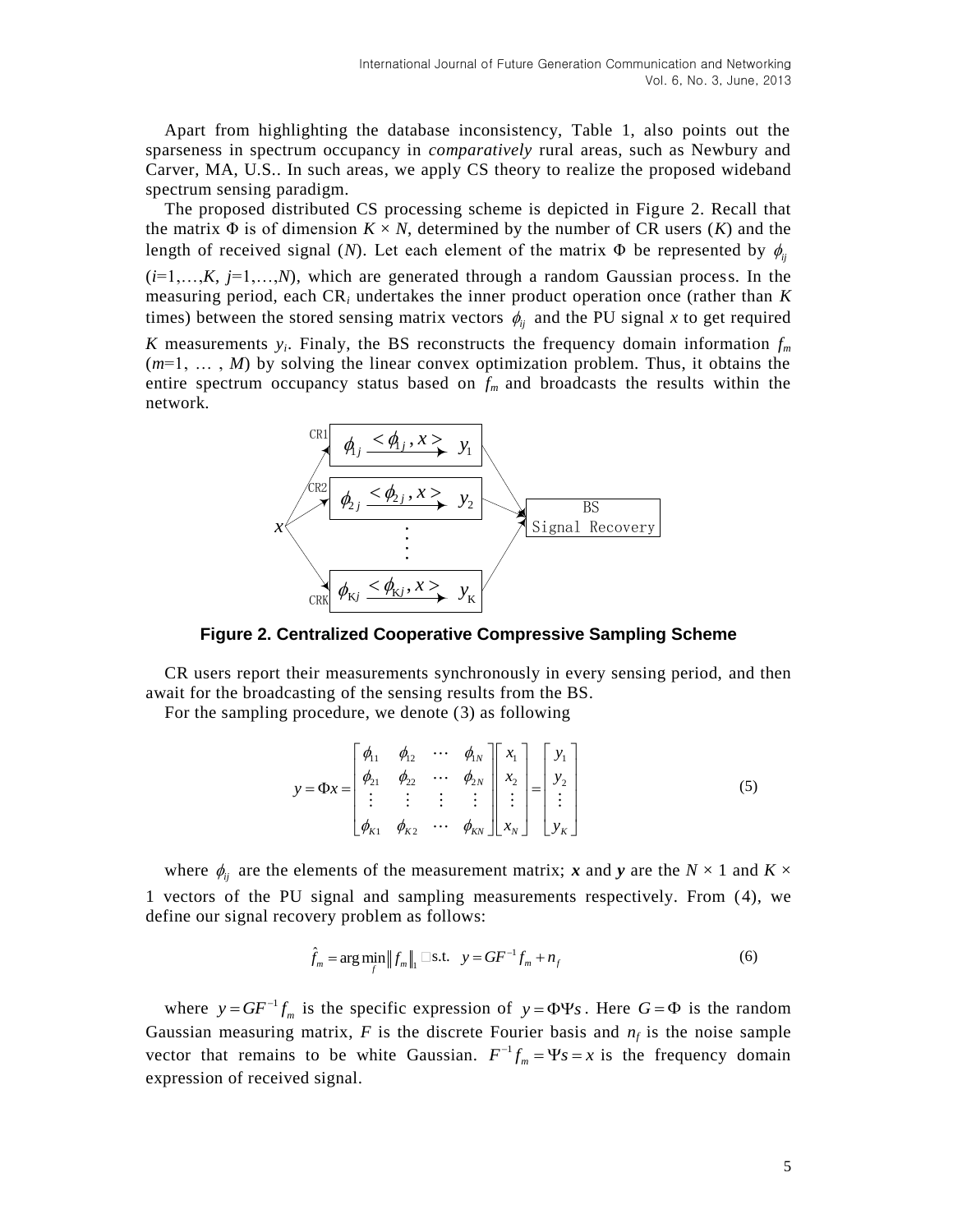Apart from highlighting the database inconsistency, Table 1, also points out the sparseness in spectrum occupancy in *comparatively* rural areas, such as Newbury and Carver, MA, U.S.. In such areas, we apply CS theory to realize the proposed wideband spectrum sensing paradigm.

The proposed distributed CS processing scheme is depicted in Figure 2. Recall that the matrix $\Phi$ is of dimension $K \times N$, determined by the number of CR users ($K$) and the length of received signal ($N$). Let each element of the matrix $\Phi$ be represented by $\phi_{ij}$ ($i$=1,…,$K$, $j$=1,…,$N$), which are generated through a random Gaussian process. In the measuring period, each CR$_i$ undertakes the inner product operation once (rather than $K$ times) between the stored sensing matrix vectors $\phi_{ij}$ and the PU signal $x$ to get required $K$ measurements $y_i$. Finaly, the BS reconstructs the frequency domain information $f_m$ ($m$=1, … , $M$) by solving the linear convex optimization problem. Thus, it obtains the entire spectrum occupancy status based on $f_m$ and broadcasts the results within the network.

**Figure 2. Centralized Cooperative Compressive Sampling Scheme**

CR users report their measurements synchronously in every sensing period, and then await for the broadcasting of the sensing results from the BS.

For the sampling procedure, we denote (3) as following

$$y = \Phi x = \begin{bmatrix} \phi_{11} & \phi_{12} & \cdots & \phi_{1N} \\ \phi_{21} & \phi_{22} & \cdots & \phi_{2N} \\ \vdots & \vdots & \vdots & \vdots \\ \phi_{K1} & \phi_{K2} & \cdots & \phi_{KN} \end{bmatrix} \begin{bmatrix} x_1 \\ x_2 \\ \vdots \\ x_N \end{bmatrix} = \begin{bmatrix} y_1 \\ y_2 \\ \vdots \\ y_K \end{bmatrix} \tag{5}$$

where $\phi_{ij}$ are the elements of the measurement matrix; $\boldsymbol{x}$ and $\boldsymbol{y}$ are the $N \times 1$ and $K \times 1$ vectors of the PU signal and sampling measurements respectively. From (4), we define our signal recovery problem as follows:

$$\hat{f}_m = \arg\min_f \|f_m\|_1 \quad \text{s.t.} \quad y = GF^{-1} f_m + n_f \tag{6}$$

where $y = GF^{-1} f_m$ is the specific expression of $y = \Phi\Psi s$. Here $G = \Phi$ is the random Gaussian measuring matrix, $F$ is the discrete Fourier basis and $n_f$ is the noise sample vector that remains to be white Gaussian. $F^{-1} f_m = \Psi s = x$ is the frequency domain expression of received signal.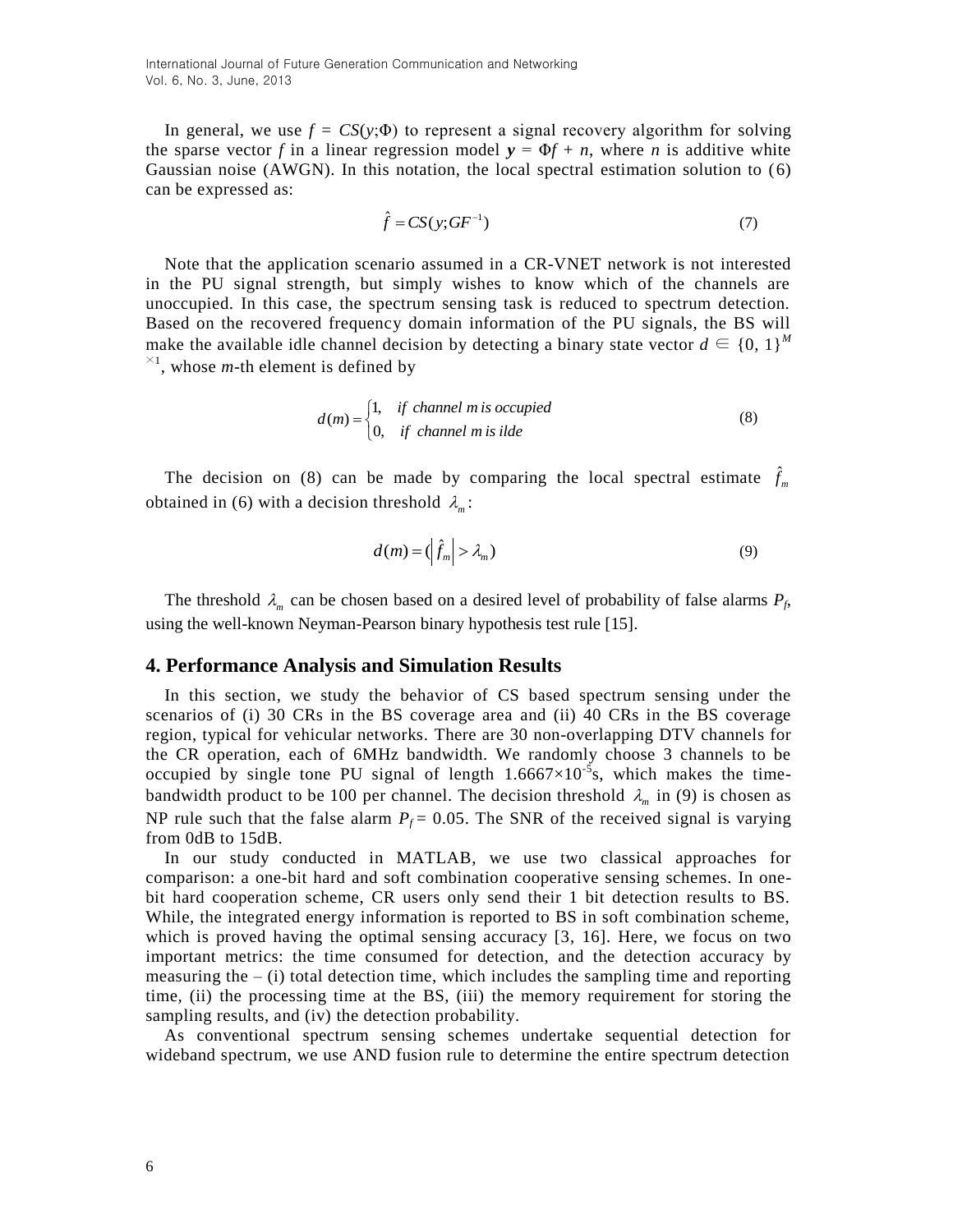In general, we use $f = CS(y;\Phi)$ to represent a signal recovery algorithm for solving the sparse vector $f$ in a linear regression model $\mathbf{y} = \Phi f + n$, where $n$ is additive white Gaussian noise (AWGN). In this notation, the local spectral estimation solution to (6) can be expressed as:

$$\hat{f} = CS(y;GF^{-1}) \tag{7}$$

Note that the application scenario assumed in a CR-VNET network is not interested in the PU signal strength, but simply wishes to know which of the channels are unoccupied. In this case, the spectrum sensing task is reduced to spectrum detection. Based on the recovered frequency domain information of the PU signals, the BS will make the available idle channel decision by detecting a binary state vector $d \in \{0, 1\}^{M \times 1}$, whose $m$-th element is defined by

$$d(m) = \begin{cases} 1, & \text{if channel } m \text{ is occupied} \\ 0, & \text{if channel } m \text{ is ilde} \end{cases} \tag{8}$$

The decision on (8) can be made by comparing the local spectral estimate $\hat{f}_m$ obtained in (6) with a decision threshold $\lambda_m$:

$$d(m) = (\left|\hat{f}_m\right| > \lambda_m) \tag{9}$$

The threshold $\lambda_m$ can be chosen based on a desired level of probability of false alarms $P_f$, using the well-known Neyman-Pearson binary hypothesis test rule [15].

## 4. Performance Analysis and Simulation Results

In this section, we study the behavior of CS based spectrum sensing under the scenarios of (i) 30 CRs in the BS coverage area and (ii) 40 CRs in the BS coverage region, typical for vehicular networks. There are 30 non-overlapping DTV channels for the CR operation, each of 6MHz bandwidth. We randomly choose 3 channels to be occupied by single tone PU signal of length $1.6667 \times 10^{-5}$s, which makes the time-bandwidth product to be 100 per channel. The decision threshold $\lambda_m$ in (9) is chosen as NP rule such that the false alarm $P_f = 0.05$. The SNR of the received signal is varying from 0dB to 15dB.

In our study conducted in MATLAB, we use two classical approaches for comparison: a one-bit hard and soft combination cooperative sensing schemes. In one-bit hard cooperation scheme, CR users only send their 1 bit detection results to BS. While, the integrated energy information is reported to BS in soft combination scheme, which is proved having the optimal sensing accuracy [3, 16]. Here, we focus on two important metrics: the time consumed for detection, and the detection accuracy by measuring the – (i) total detection time, which includes the sampling time and reporting time, (ii) the processing time at the BS, (iii) the memory requirement for storing the sampling results, and (iv) the detection probability.

As conventional spectrum sensing schemes undertake sequential detection for wideband spectrum, we use AND fusion rule to determine the entire spectrum detection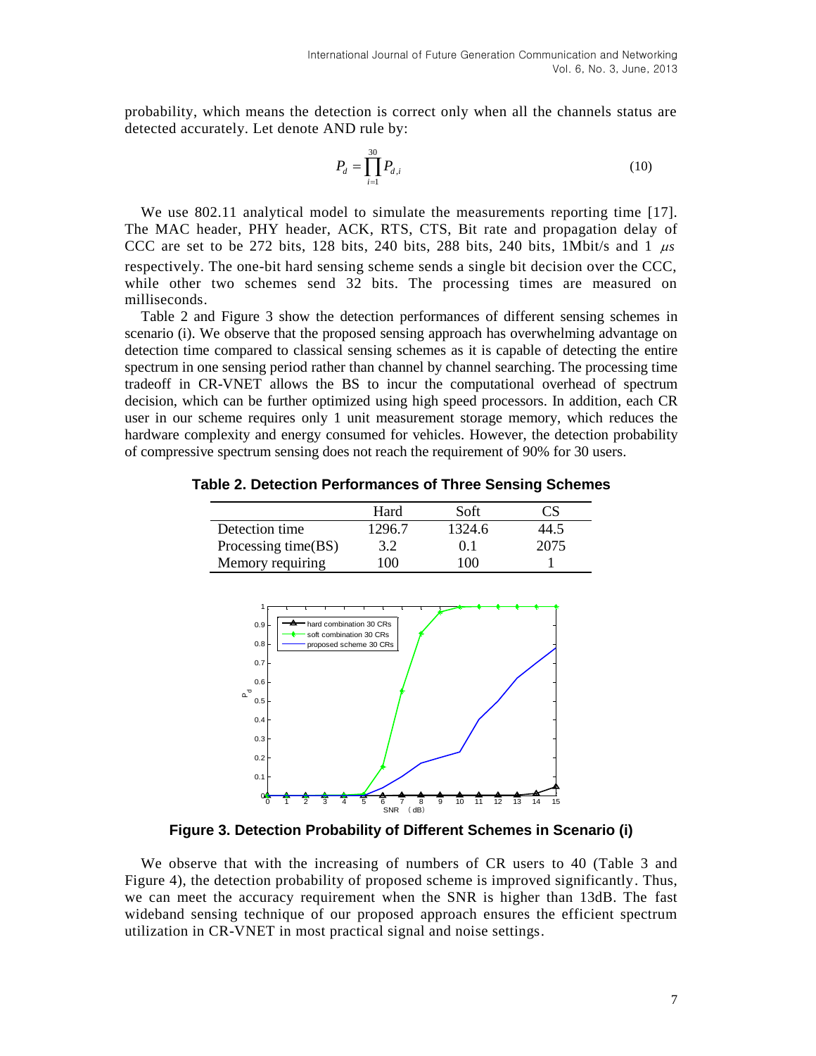probability, which means the detection is correct only when all the channels status are detected accurately. Let denote AND rule by:

$$P_d = \prod_{i=1}^{30} P_{d,i} \tag{10}$$

We use 802.11 analytical model to simulate the measurements reporting time [17]. The MAC header, PHY header, ACK, RTS, CTS, Bit rate and propagation delay of CCC are set to be 272 bits, 128 bits, 240 bits, 288 bits, 240 bits, 1Mbit/s and 1 $\mu s$ respectively. The one-bit hard sensing scheme sends a single bit decision over the CCC, while other two schemes send 32 bits. The processing times are measured on milliseconds.

Table 2 and Figure 3 show the detection performances of different sensing schemes in scenario (i). We observe that the proposed sensing approach has overwhelming advantage on detection time compared to classical sensing schemes as it is capable of detecting the entire spectrum in one sensing period rather than channel by channel searching. The processing time tradeoff in CR-VNET allows the BS to incur the computational overhead of spectrum decision, which can be further optimized using high speed processors. In addition, each CR user in our scheme requires only 1 unit measurement storage memory, which reduces the hardware complexity and energy consumed for vehicles. However, the detection probability of compressive spectrum sensing does not reach the requirement of 90% for 30 users.

**Table 2. Detection Performances of Three Sensing Schemes**

| | Hard | Soft | CS |
|---|---|---|---|
| Detection time | 1296.7 | 1324.6 | 44.5 |
| Processing time(BS) | 3.2 | 0.1 | 2075 |
| Memory requiring | 100 | 100 | 1 |

**Figure 3. Detection Probability of Different Schemes in Scenario (i)**

We observe that with the increasing of numbers of CR users to 40 (Table 3 and Figure 4), the detection probability of proposed scheme is improved significantly. Thus, we can meet the accuracy requirement when the SNR is higher than 13dB. The fast wideband sensing technique of our proposed approach ensures the efficient spectrum utilization in CR-VNET in most practical signal and noise settings.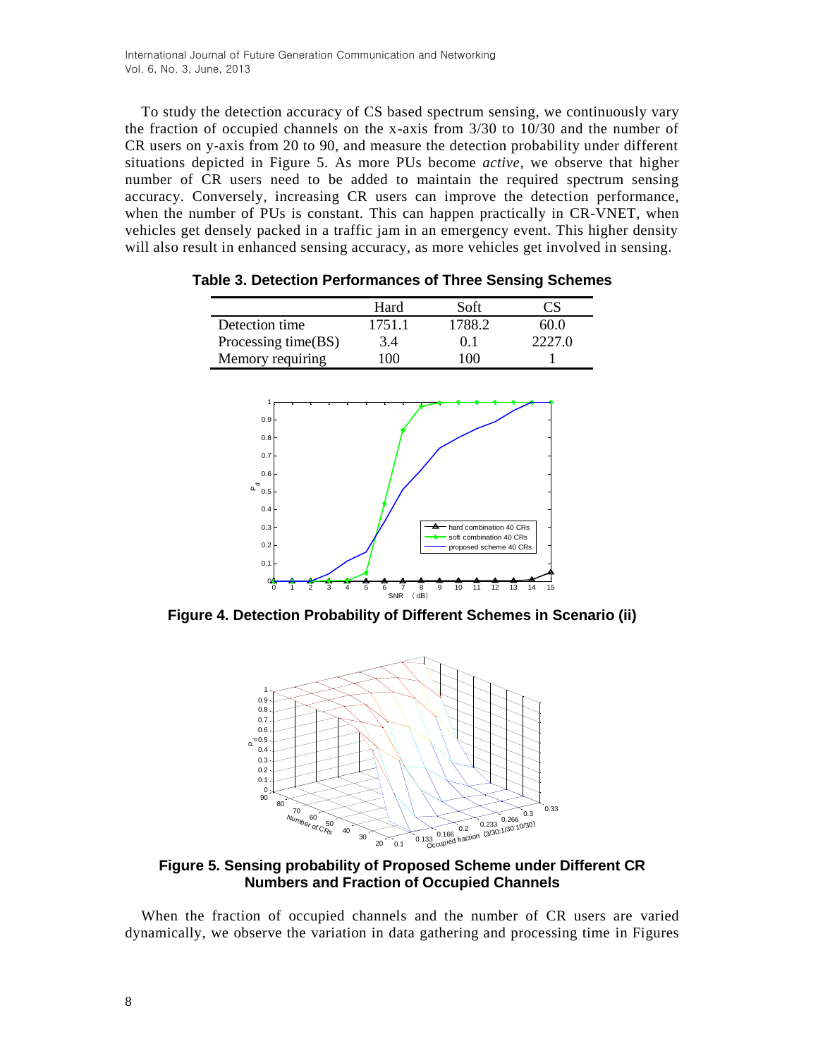To study the detection accuracy of CS based spectrum sensing, we continuously vary the fraction of occupied channels on the x-axis from 3/30 to 10/30 and the number of CR users on y-axis from 20 to 90, and measure the detection probability under different situations depicted in Figure 5. As more PUs become *active*, we observe that higher number of CR users need to be added to maintain the required spectrum sensing accuracy. Conversely, increasing CR users can improve the detection performance, when the number of PUs is constant. This can happen practically in CR-VNET, when vehicles get densely packed in a traffic jam in an emergency event. This higher density will also result in enhanced sensing accuracy, as more vehicles get involved in sensing.

**Table 3. Detection Performances of Three Sensing Schemes**

| | Hard | Soft | CS |
|---|---|---|---|
| Detection time | 1751.1 | 1788.2 | 60.0 |
| Processing time(BS) | 3.4 | 0.1 | 2227.0 |
| Memory requiring | 100 | 100 | 1 |

**Figure 4. Detection Probability of Different Schemes in Scenario (ii)**

**Figure 5. Sensing probability of Proposed Scheme under Different CR Numbers and Fraction of Occupied Channels**

When the fraction of occupied channels and the number of CR users are varied dynamically, we observe the variation in data gathering and processing time in Figures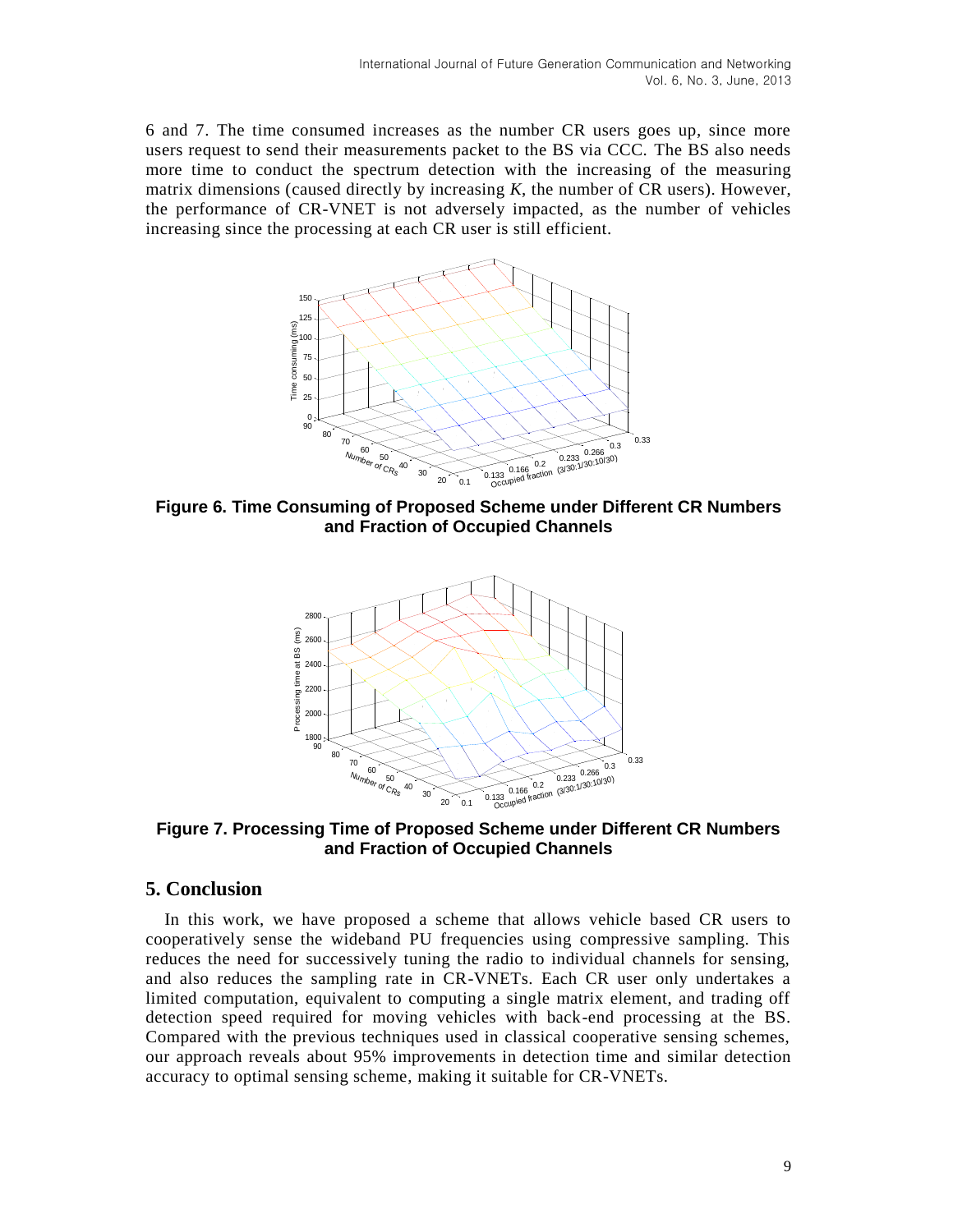6 and 7. The time consumed increases as the number CR users goes up, since more users request to send their measurements packet to the BS via CCC. The BS also needs more time to conduct the spectrum detection with the increasing of the measuring matrix dimensions (caused directly by increasing $K$, the number of CR users). However, the performance of CR-VNET is not adversely impacted, as the number of vehicles increasing since the processing at each CR user is still efficient.

**Figure 6. Time Consuming of Proposed Scheme under Different CR Numbers and Fraction of Occupied Channels**

**Figure 7. Processing Time of Proposed Scheme under Different CR Numbers and Fraction of Occupied Channels**

## 5. Conclusion

In this work, we have proposed a scheme that allows vehicle based CR users to cooperatively sense the wideband PU frequencies using compressive sampling. This reduces the need for successively tuning the radio to individual channels for sensing, and also reduces the sampling rate in CR-VNETs. Each CR user only undertakes a limited computation, equivalent to computing a single matrix element, and trading off detection speed required for moving vehicles with back-end processing at the BS. Compared with the previous techniques used in classical cooperative sensing schemes, our approach reveals about 95% improvements in detection time and similar detection accuracy to optimal sensing scheme, making it suitable for CR-VNETs.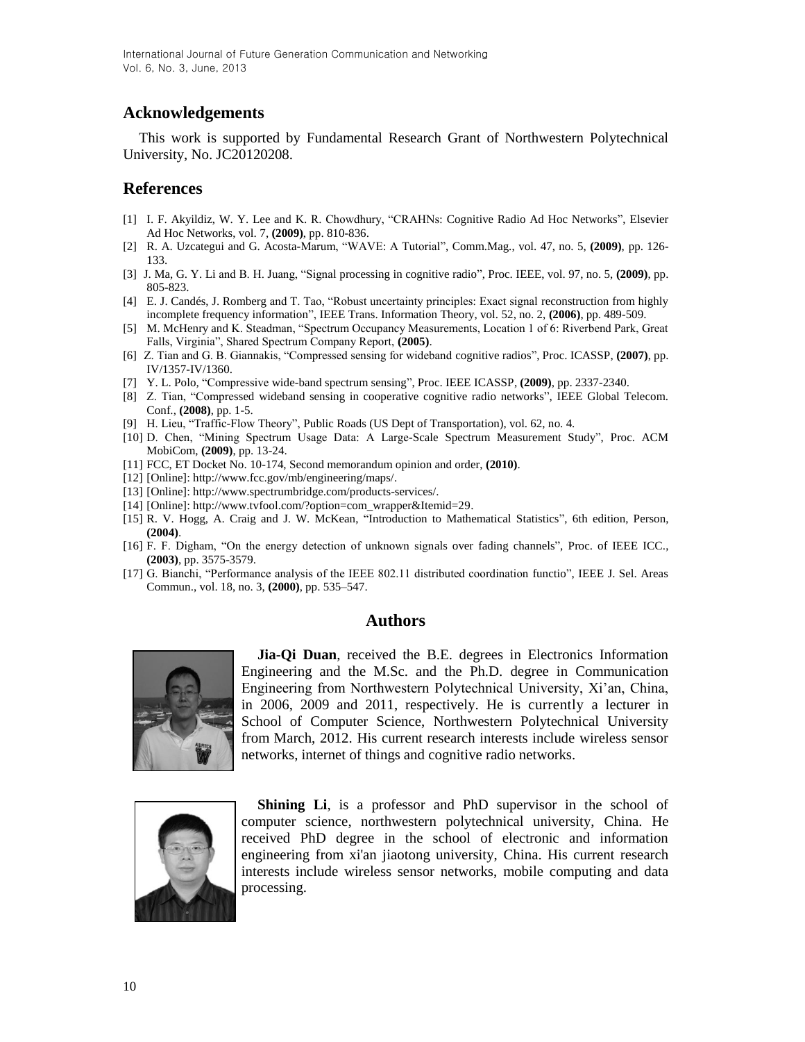## Acknowledgements

This work is supported by Fundamental Research Grant of Northwestern Polytechnical University, No. JC20120208.

## References

[1] I. F. Akyildiz, W. Y. Lee and K. R. Chowdhury, "CRAHNs: Cognitive Radio Ad Hoc Networks", Elsevier Ad Hoc Networks, vol. 7, **(2009)**, pp. 810-836.

[2] R. A. Uzcategui and G. Acosta-Marum, "WAVE: A Tutorial", Comm.Mag., vol. 47, no. 5, **(2009)**, pp. 126-133.

[3] J. Ma, G. Y. Li and B. H. Juang, "Signal processing in cognitive radio", Proc. IEEE, vol. 97, no. 5, **(2009)**, pp. 805-823.

[4] E. J. Candés, J. Romberg and T. Tao, "Robust uncertainty principles: Exact signal reconstruction from highly incomplete frequency information", IEEE Trans. Information Theory, vol. 52, no. 2, **(2006)**, pp. 489-509.

[5] M. McHenry and K. Steadman, "Spectrum Occupancy Measurements, Location 1 of 6: Riverbend Park, Great Falls, Virginia", Shared Spectrum Company Report, **(2005)**.

[6] Z. Tian and G. B. Giannakis, "Compressed sensing for wideband cognitive radios", Proc. ICASSP, **(2007)**, pp. IV/1357-IV/1360.

[7] Y. L. Polo, "Compressive wide-band spectrum sensing", Proc. IEEE ICASSP, **(2009)**, pp. 2337-2340.

[8] Z. Tian, "Compressed wideband sensing in cooperative cognitive radio networks", IEEE Global Telecom. Conf., **(2008)**, pp. 1-5.

[9] H. Lieu, "Traffic-Flow Theory", Public Roads (US Dept of Transportation), vol. 62, no. 4.

[10] D. Chen, "Mining Spectrum Usage Data: A Large-Scale Spectrum Measurement Study", Proc. ACM MobiCom, **(2009)**, pp. 13-24.

[11] FCC, ET Docket No. 10-174, Second memorandum opinion and order, **(2010)**.

[12] [Online]: http://www.fcc.gov/mb/engineering/maps/.

[13] [Online]: http://www.spectrumbridge.com/products-services/.

[14] [Online]: http://www.tvfool.com/?option=com_wrapper&Itemid=29.

[15] R. V. Hogg, A. Craig and J. W. McKean, "Introduction to Mathematical Statistics", 6th edition, Person, **(2004)**.

[16] F. F. Digham, "On the energy detection of unknown signals over fading channels", Proc. of IEEE ICC., **(2003)**, pp. 3575-3579.

[17] G. Bianchi, "Performance analysis of the IEEE 802.11 distributed coordination functio", IEEE J. Sel. Areas Commun., vol. 18, no. 3, **(2000)**, pp. 535–547.

## Authors

**Jia-Qi Duan**, received the B.E. degrees in Electronics Information Engineering and the M.Sc. and the Ph.D. degree in Communication Engineering from Northwestern Polytechnical University, Xi'an, China, in 2006, 2009 and 2011, respectively. He is currently a lecturer in School of Computer Science, Northwestern Polytechnical University from March, 2012. His current research interests include wireless sensor networks, internet of things and cognitive radio networks.

**Shining Li**, is a professor and PhD supervisor in the school of computer science, northwestern polytechnical university, China. He received PhD degree in the school of electronic and information engineering from xi'an jiaotong university, China. His current research interests include wireless sensor networks, mobile computing and data processing.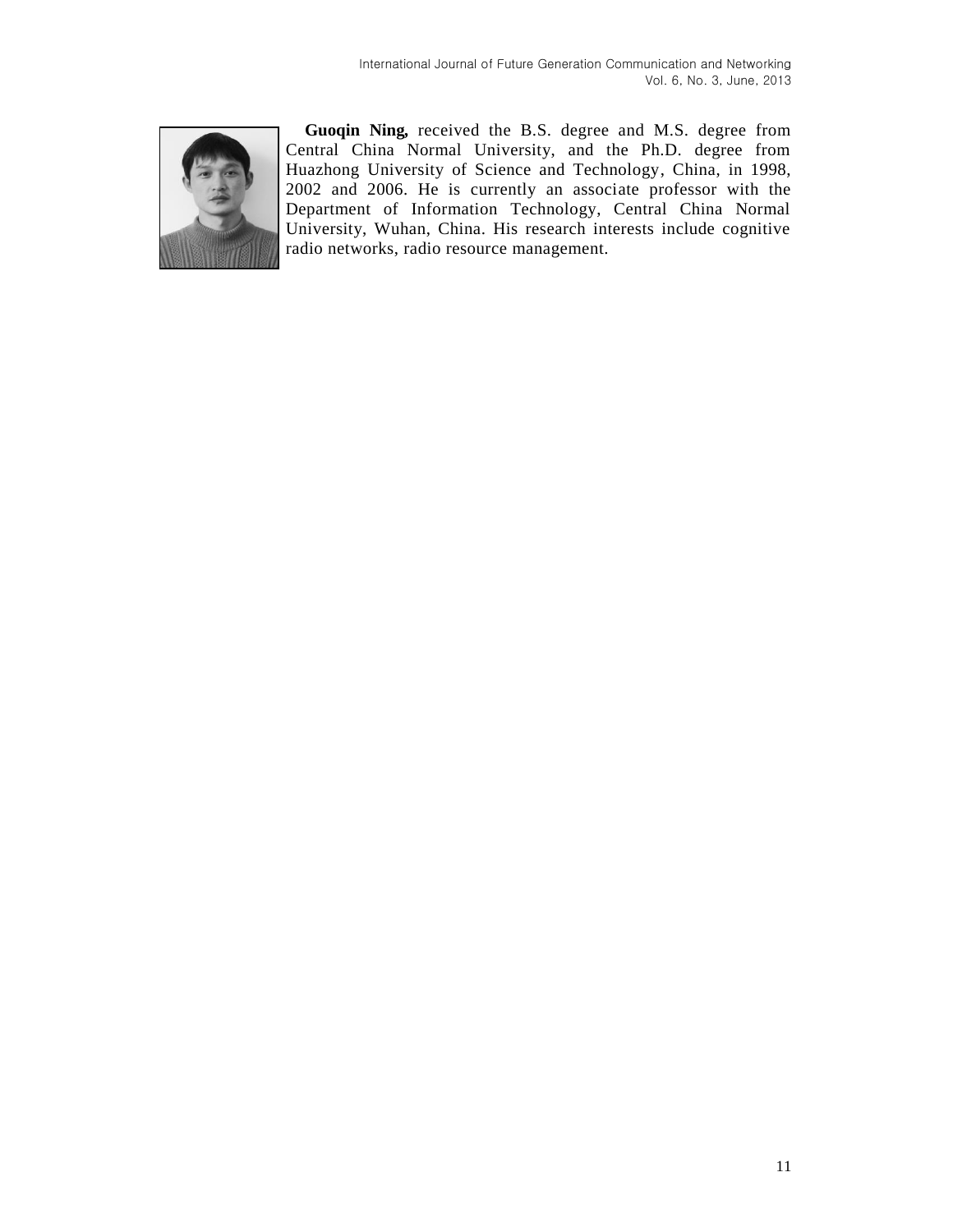**Guoqin Ning,** received the B.S. degree and M.S. degree from Central China Normal University, and the Ph.D. degree from Huazhong University of Science and Technology, China, in 1998, 2002 and 2006. He is currently an associate professor with the Department of Information Technology, Central China Normal University, Wuhan, China. His research interests include cognitive radio networks, radio resource management.